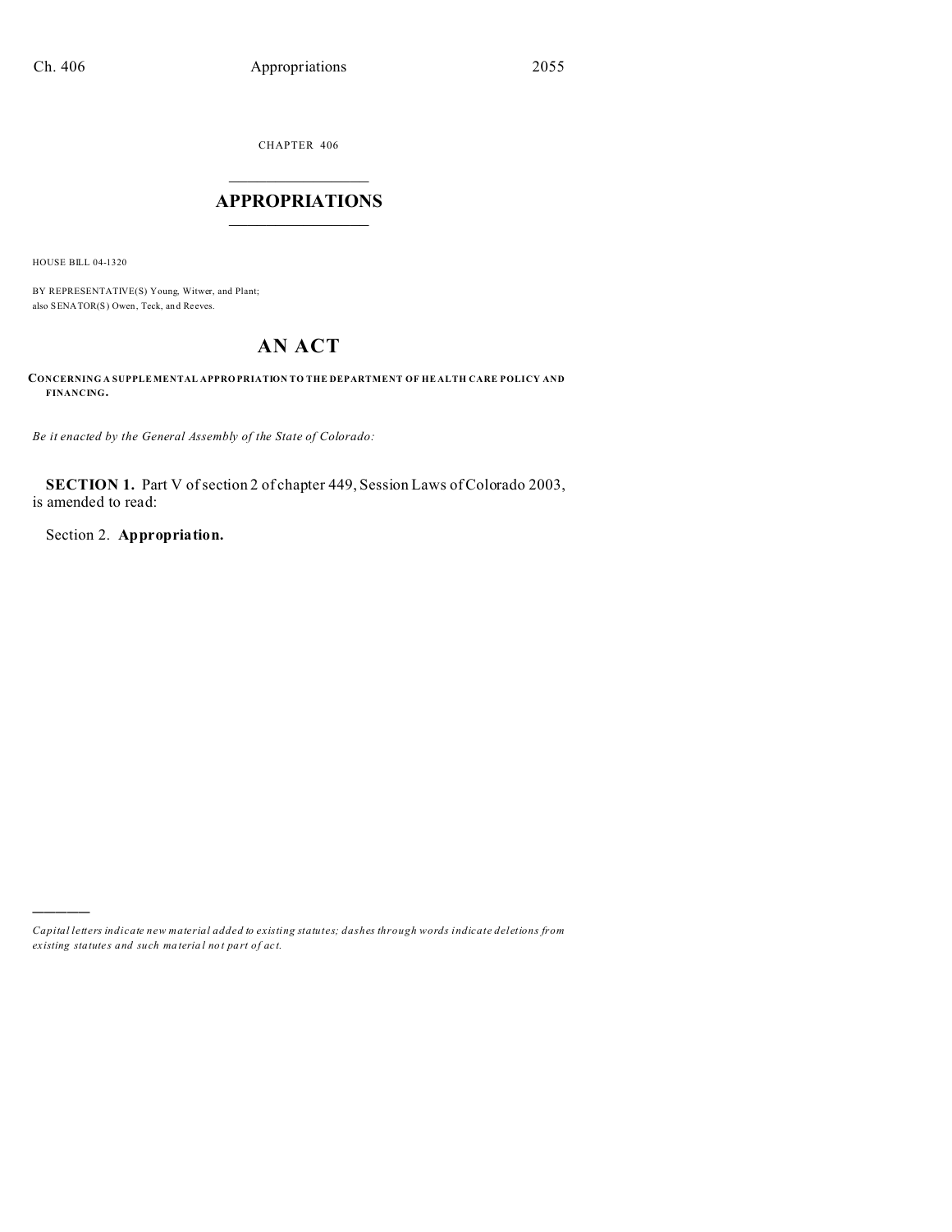CHAPTER 406

# APPROPRIATIONS

HOUSE BILL 04-1320

BY REPRESENTATIVE(S) Young, Witwer, and Plant;
also SENATOR(S) Owen, Teck, and Reeves.

## AN ACT

**CONCERNING A SUPPLEMENTAL APPROPRIATION TO THE DEPARTMENT OF HEALTH CARE POLICY AND FINANCING.**

*Be it enacted by the General Assembly of the State of Colorado:*

**SECTION 1.** Part V of section 2 of chapter 449, Session Laws of Colorado 2003, is amended to read:

Section 2. **Appropriation.**

*Capital letters indicate new material added to existing statutes; dashes through words indicate deletions from existing statutes and such material not part of act.*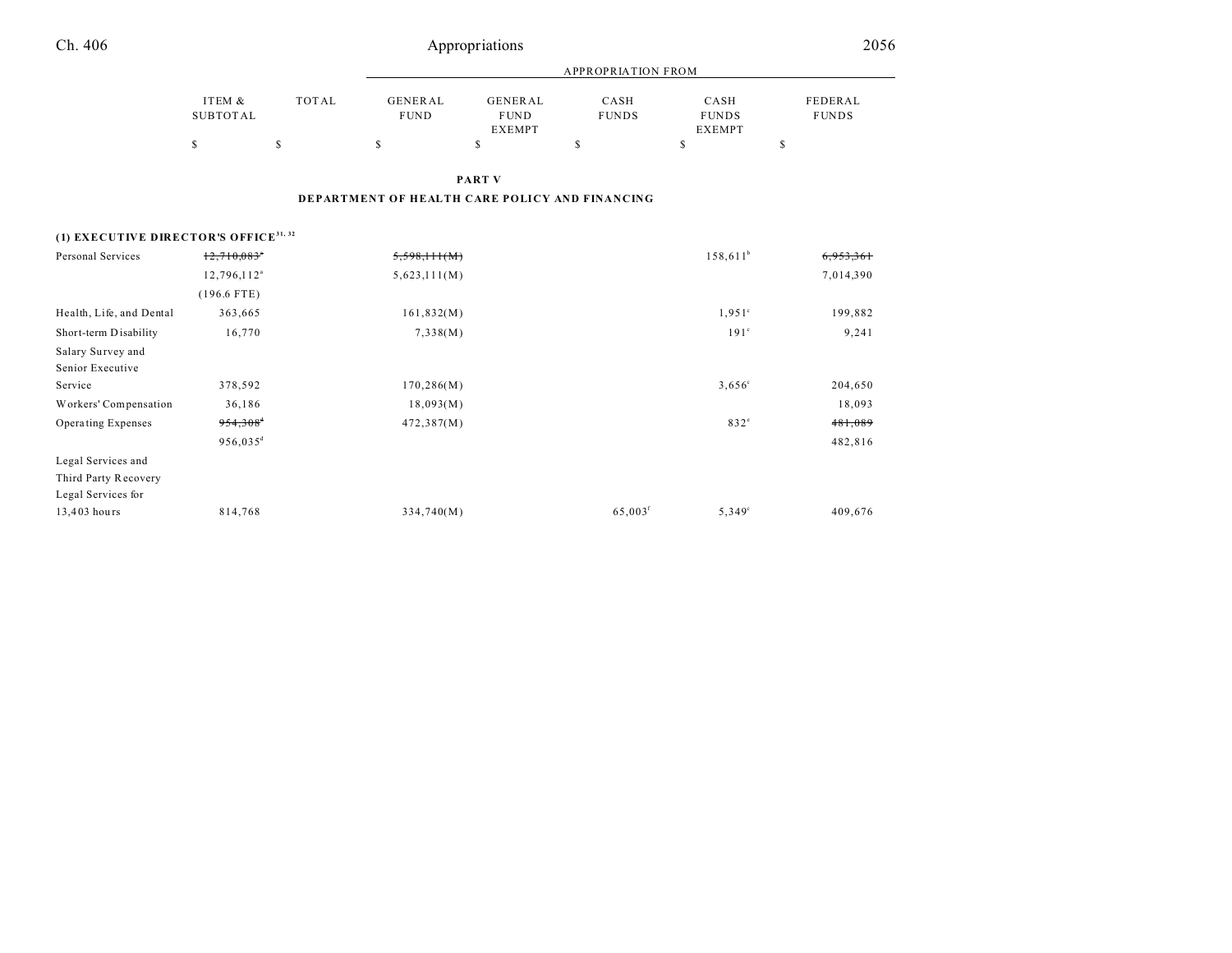## PART V

## DEPARTMENT OF HEALTH CARE POLICY AND FINANCING

| | ITEM & SUBTOTAL | TOTAL | GENERAL FUND | GENERAL FUND EXEMPT | CASH FUNDS | CASH FUNDS EXEMPT | FEDERAL FUNDS |
|---|---|---|---|---|---|---|---|
| | $ | $ | $ | $ | $ | $ | $ |
| **(1) EXECUTIVE DIRECTOR'S OFFICE**[31, 32] | | | | | | | |
| Personal Services | ~~12,710,083~~[a] | | ~~5,598,111(M)~~ | | | 158,611[b] | ~~6,953,361~~ |
| | 12,796,112[a] | | 5,623,111(M) | | | | 7,014,390 |
| | (196.6 FTE) | | | | | | |
| Health, Life, and Dental | 363,665 | | 161,832(M) | | | 1,951[c] | 199,882 |
| Short-term Disability | 16,770 | | 7,338(M) | | | 191[c] | 9,241 |
| Salary Survey and Senior Executive Service | 378,592 | | 170,286(M) | | | 3,656[c] | 204,650 |
| Workers' Compensation | 36,186 | | 18,093(M) | | | | 18,093 |
| Operating Expenses | ~~954,308~~[d] | | 472,387(M) | | | 832[e] | ~~481,089~~ |
| | 956,035[d] | | | | | | 482,816 |
| Legal Services and Third Party Recovery Legal Services for 13,403 hours | 814,768 | | 334,740(M) | | 65,003[f] | 5,349[c] | 409,676 |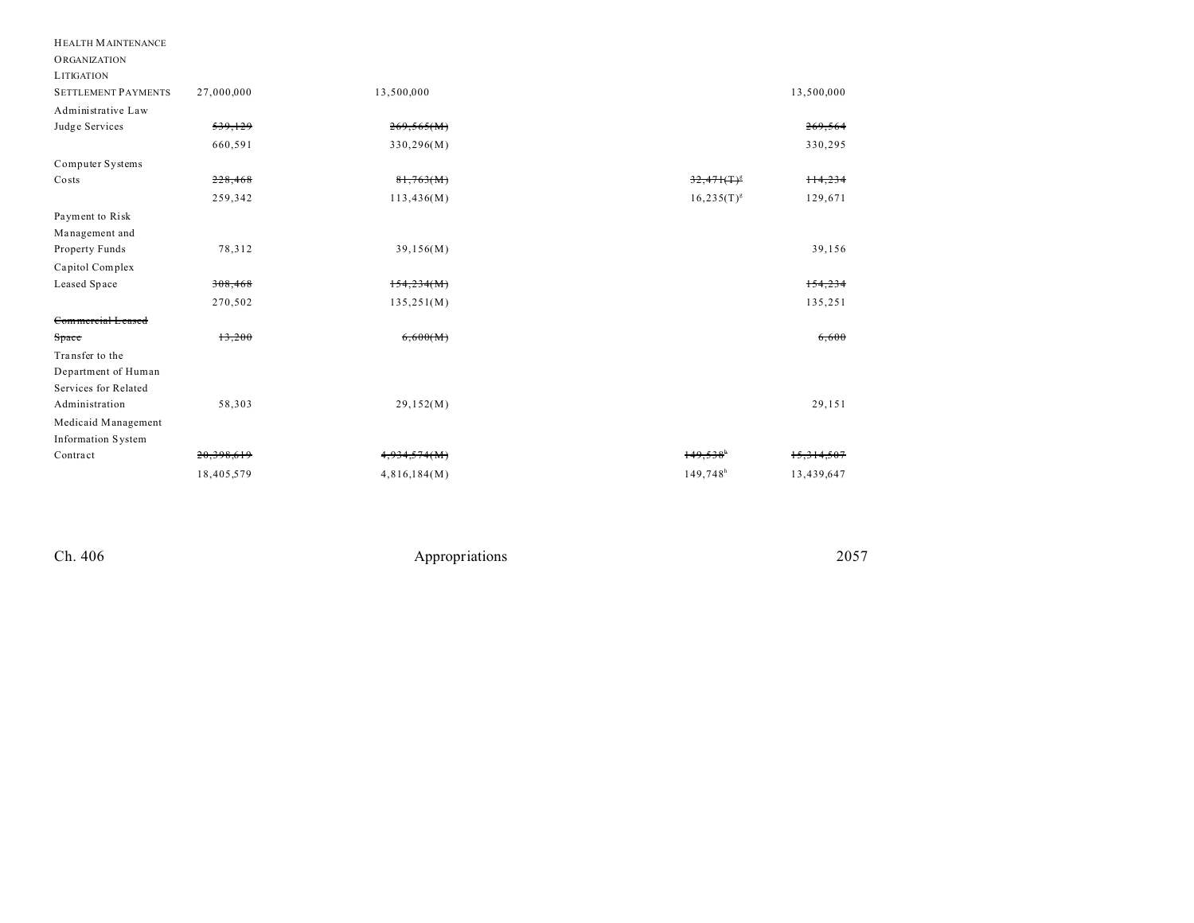| | | | | |
|---|---|---|---|---|
| HEALTH MAINTENANCE ORGANIZATION LITIGATION SETTLEMENT PAYMENTS | 27,000,000 | 13,500,000 | | 13,500,000 |
| Administrative Law Judge Services | ~~539,129~~ | ~~269,565(M)~~ | | ~~269,564~~ |
| | 660,591 | 330,296(M) | | 330,295 |
| Computer Systems Costs | ~~228,468~~ | ~~81,763(M)~~ | ~~32,471(T)~~[g] | ~~114,234~~ |
| | 259,342 | 113,436(M) | 16,235(T)[g] | 129,671 |
| Payment to Risk Management and Property Funds | 78,312 | 39,156(M) | | 39,156 |
| Capitol Complex Leased Space | ~~308,468~~ | ~~154,234(M)~~ | | ~~154,234~~ |
| | 270,502 | 135,251(M) | | 135,251 |
| ~~Commercial Leased Space~~ | ~~13,200~~ | ~~6,600(M)~~ | | ~~6,600~~ |
| Transfer to the Department of Human Services for Related Administration | 58,303 | 29,152(M) | | 29,151 |
| Medicaid Management Information System Contract | ~~20,398,619~~ | ~~4,934,574(M)~~ | ~~149,538~~[h] | ~~15,314,507~~ |
| | 18,405,579 | 4,816,184(M) | 149,748[h] | 13,439,647 |

Ch. 406 Appropriations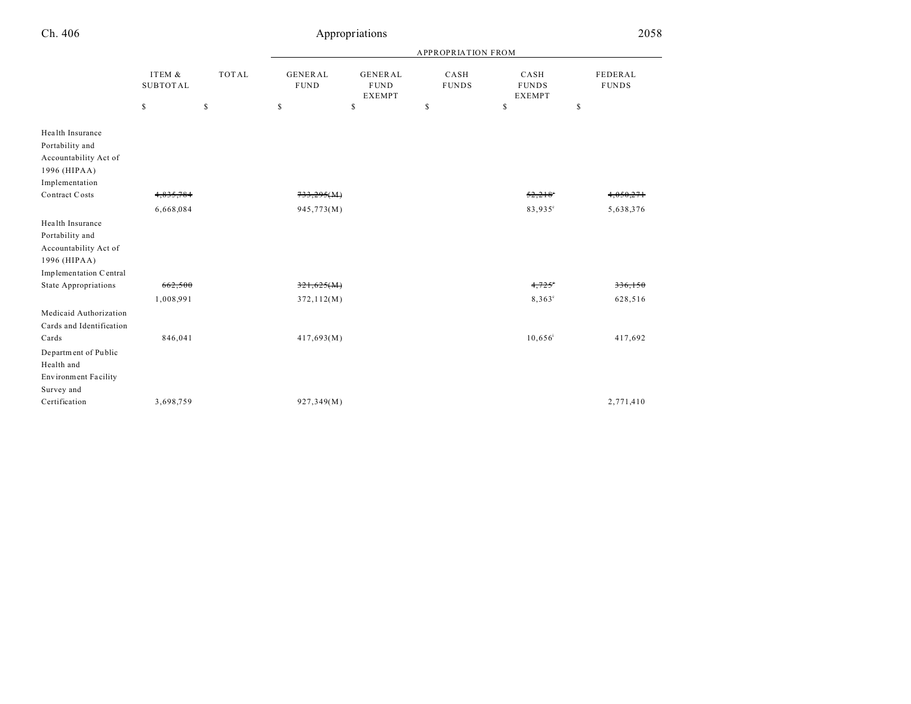| | ITEM & SUBTOTAL | TOTAL | APPROPRIATION FROM | | | | |
|---|---|---|---|---|---|---|---|
| | | | GENERAL FUND | GENERAL FUND EXEMPT | CASH FUNDS | CASH FUNDS EXEMPT | FEDERAL FUNDS |
| | $ | $ | $ | $ | $ | $ | $ |
| Health Insurance Portability and Accountability Act of 1996 (HIPAA) Implementation Contract Costs | ~~4,835,784~~ | | ~~733,295(M)~~ | | | ~~52,218~~[c] | ~~4,050,271~~ |
| | 6,668,084 | | 945,773(M) | | | 83,935[c] | 5,638,376 |
| Health Insurance Portability and Accountability Act of 1996 (HIPAA) Implementation Central State Appropriations | ~~662,500~~ | | ~~321,625(M)~~ | | | ~~4,725~~[c] | ~~336,150~~ |
| | 1,008,991 | | 372,112(M) | | | 8,363[c] | 628,516 |
| Medicaid Authorization Cards and Identification Cards | 846,041 | | 417,693(M) | | | 10,656[i] | 417,692 |
| Department of Public Health and Environment Facility Survey and Certification | 3,698,759 | | 927,349(M) | | | | 2,771,410 |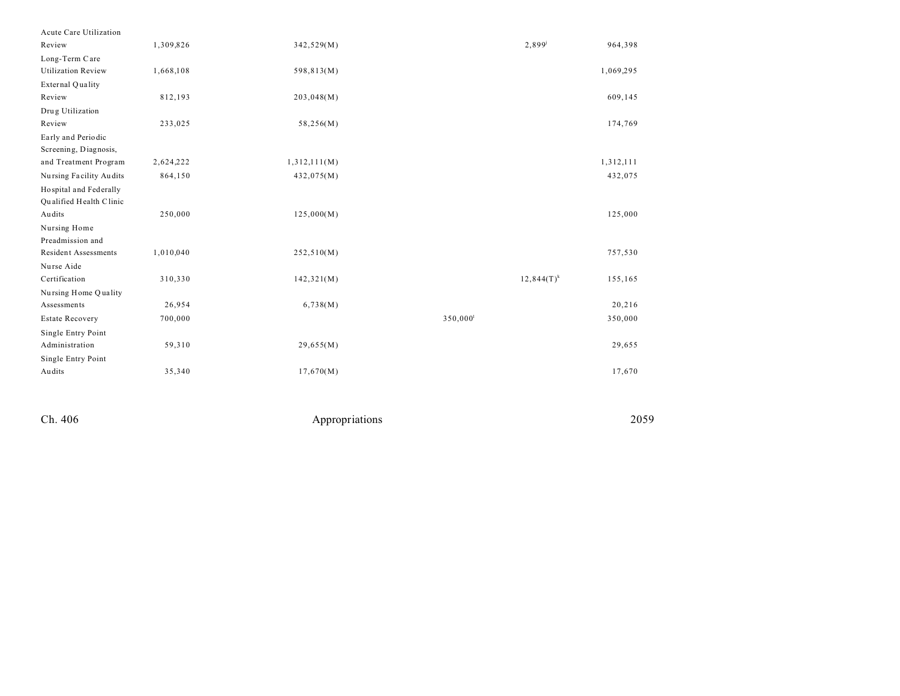| | | | | | |
|---|---|---|---|---|---|
| Acute Care Utilization Review | 1,309,826 | 342,529(M) | | 2,899[j] | 964,398 |
| Long-Term Care Utilization Review | 1,668,108 | 598,813(M) | | | 1,069,295 |
| External Quality Review | 812,193 | 203,048(M) | | | 609,145 |
| Drug Utilization Review | 233,025 | 58,256(M) | | | 174,769 |
| Early and Periodic Screening, Diagnosis, and Treatment Program | 2,624,222 | 1,312,111(M) | | | 1,312,111 |
| Nursing Facility Audits | 864,150 | 432,075(M) | | | 432,075 |
| Hospital and Federally Qualified Health Clinic Audits | 250,000 | 125,000(M) | | | 125,000 |
| Nursing Home Preadmission and Resident Assessments | 1,010,040 | 252,510(M) | | | 757,530 |
| Nurse Aide Certification | 310,330 | 142,321(M) | | 12,844(T)[k] | 155,165 |
| Nursing Home Quality Assessments | 26,954 | 6,738(M) | | | 20,216 |
| Estate Recovery | 700,000 | | 350,000[l] | | 350,000 |
| Single Entry Point Administration | 59,310 | 29,655(M) | | | 29,655 |
| Single Entry Point Audits | 35,340 | 17,670(M) | | | 17,670 |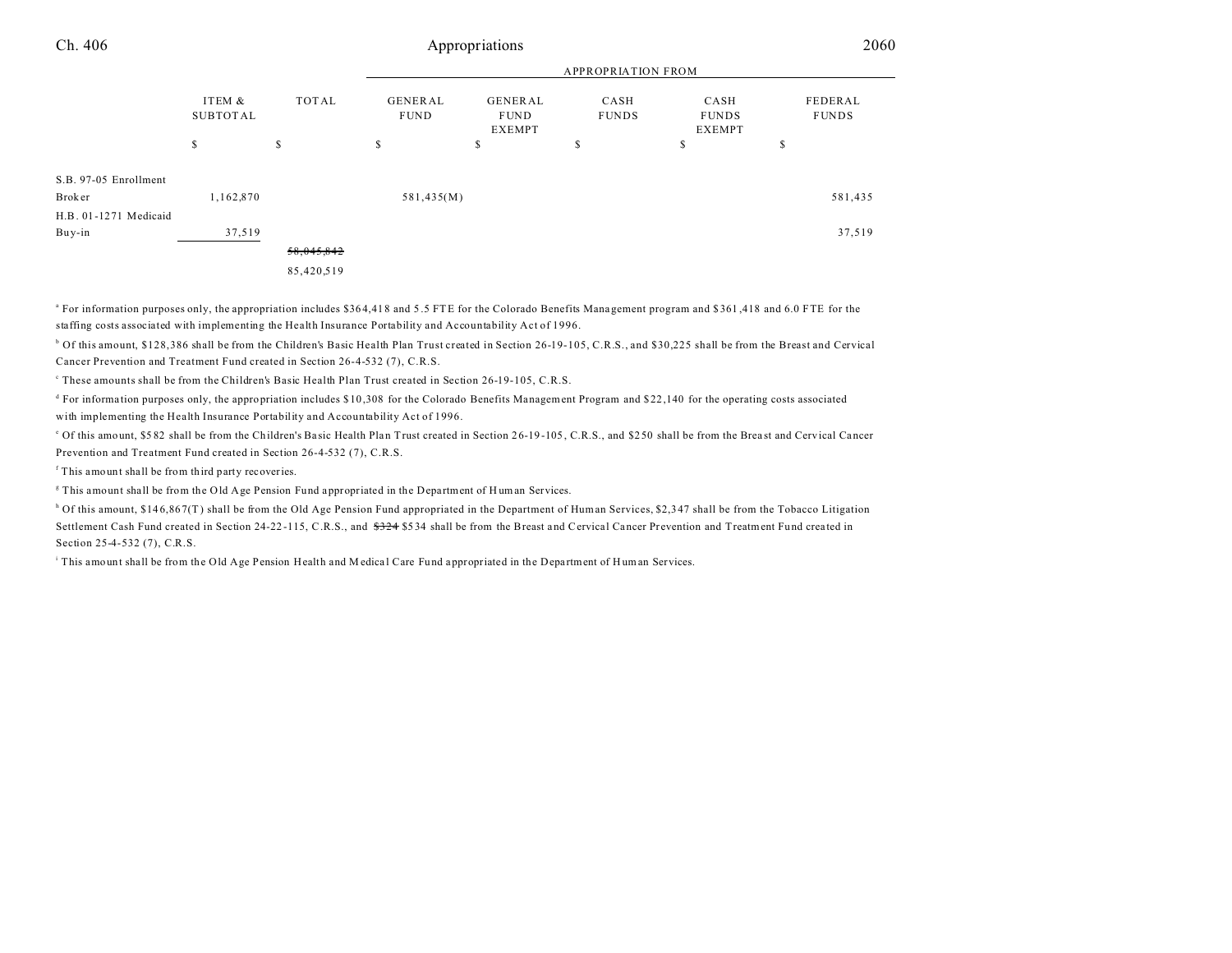| | ITEM & SUBTOTAL | TOTAL | GENERAL FUND | GENERAL FUND EXEMPT | CASH FUNDS | CASH FUNDS EXEMPT | FEDERAL FUNDS |
|---|---|---|---|---|---|---|---|
| | | | APPROPRIATION FROM | | | | |
| | $ | $ | $ | $ | $ | $ | $ |
| S.B. 97-05 Enrollment Broker | 1,162,870 | | 581,435(M) | | | | 581,435 |
| H.B. 01-1271 Medicaid Buy-in | 37,519 | | | | | | 37,519 |
| | | ~~58,045,842~~ 85,420,519 | | | | | |

[a] For information purposes only, the appropriation includes $364,418 and 5.5 FTE for the Colorado Benefits Management program and $361,418 and 6.0 FTE for the staffing costs associated with implementing the Health Insurance Portability and Accountability Act of 1996.

[b] Of this amount, $128,386 shall be from the Children's Basic Health Plan Trust created in Section 26-19-105, C.R.S., and $30,225 shall be from the Breast and Cervical Cancer Prevention and Treatment Fund created in Section 26-4-532 (7), C.R.S.

[c] These amounts shall be from the Children's Basic Health Plan Trust created in Section 26-19-105, C.R.S.

[d] For information purposes only, the appropriation includes $10,308 for the Colorado Benefits Management Program and $22,140 for the operating costs associated with implementing the Health Insurance Portability and Accountability Act of 1996.

[e] Of this amount, $582 shall be from the Children's Basic Health Plan Trust created in Section 26-19-105, C.R.S., and $250 shall be from the Breast and Cervical Cancer Prevention and Treatment Fund created in Section 26-4-532 (7), C.R.S.

[f] This amount shall be from third party recoveries.

[g] This amount shall be from the Old Age Pension Fund appropriated in the Department of Human Services.

[h] Of this amount, $146,867(T) shall be from the Old Age Pension Fund appropriated in the Department of Human Services, $2,347 shall be from the Tobacco Litigation Settlement Cash Fund created in Section 24-22-115, C.R.S., and ~~$324~~ $534 shall be from the Breast and Cervical Cancer Prevention and Treatment Fund created in Section 25-4-532 (7), C.R.S.

[i] This amount shall be from the Old Age Pension Health and Medical Care Fund appropriated in the Department of Human Services.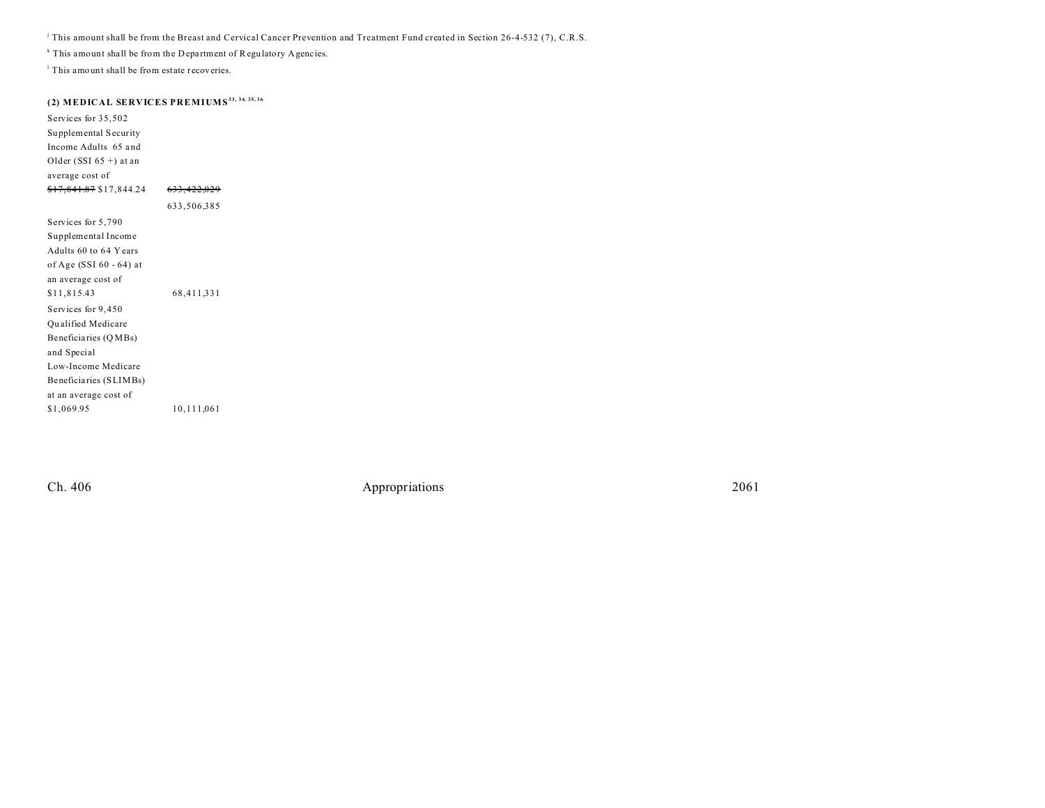[j] This amount shall be from the Breast and Cervical Cancer Prevention and Treatment Fund created in Section 26-4-532 (7), C.R.S.

[k] This amount shall be from the Department of Regulatory Agencies.

[l] This amount shall be from estate recoveries.

**(2) MEDICAL SERVICES PREMIUMS**[33, 34, 35, 36]

| | |
|---|---|
| Services for 35,502 Supplemental Security Income Adults 65 and Older (SSI 65 +) at an average cost of ~~$17,841.87~~ $17,844.24 | ~~633,422,029~~ 633,506,385 |
| Services for 5,790 Supplemental Income Adults 60 to 64 Years of Age (SSI 60 - 64) at an average cost of $11,815.43 | 68,411,331 |
| Services for 9,450 Qualified Medicare Beneficiaries (QMBs) and Special Low-Income Medicare Beneficiaries (SLIMBs) at an average cost of $1,069.95 | 10,111,061 |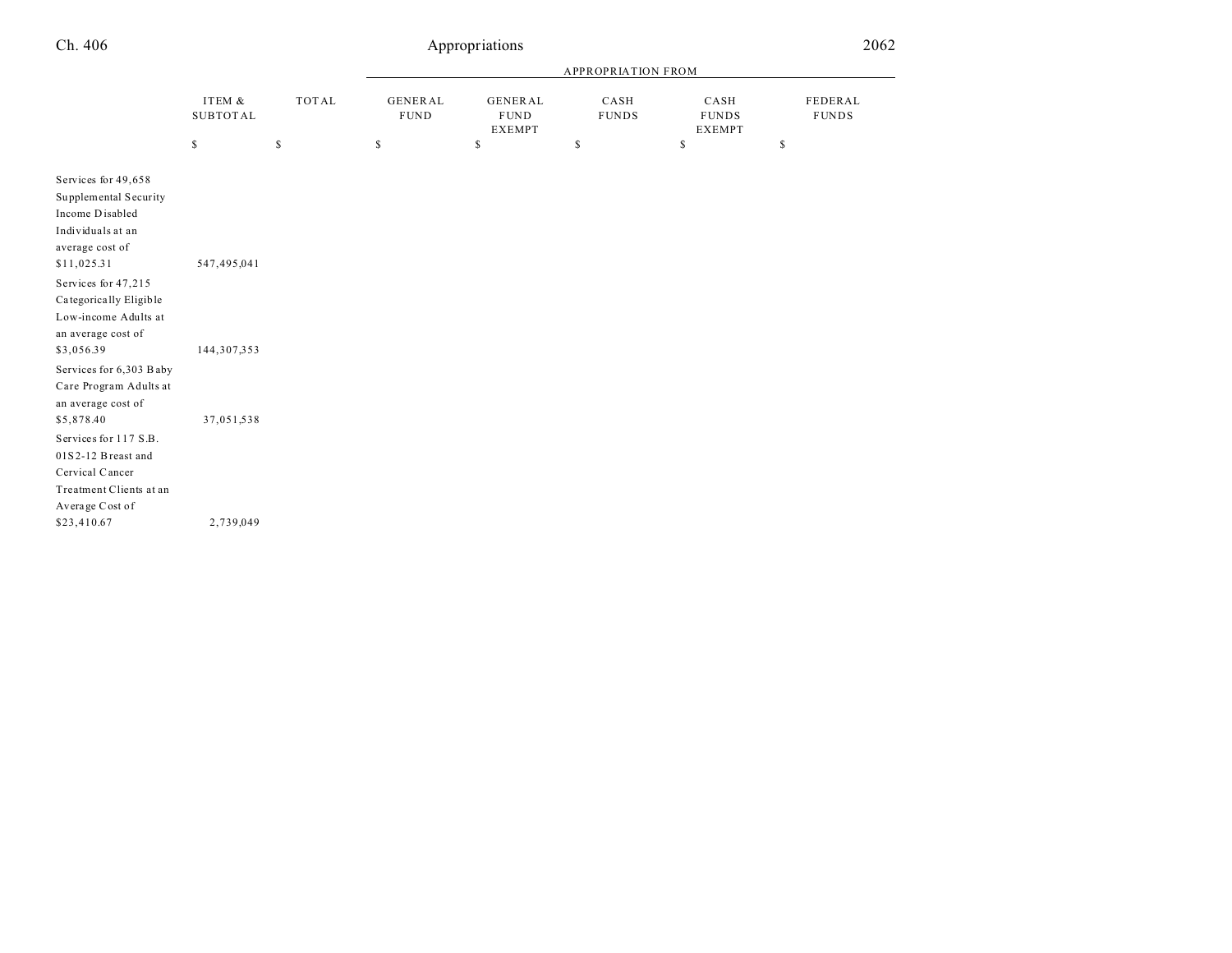| | ITEM & SUBTOTAL | TOTAL | APPROPRIATION FROM GENERAL FUND | GENERAL FUND EXEMPT | CASH FUNDS | CASH FUNDS EXEMPT | FEDERAL FUNDS |
|---|---|---|---|---|---|---|---|
| | $ | $ | $ | $ | $ | $ | $ |
| Services for 49,658 Supplemental Security Income Disabled Individuals at an average cost of $11,025.31 | 547,495,041 | | | | | | |
| Services for 47,215 Categorically Eligible Low-income Adults at an average cost of $3,056.39 | 144,307,353 | | | | | | |
| Services for 6,303 Baby Care Program Adults at an average cost of $5,878.40 | 37,051,538 | | | | | | |
| Services for 117 S.B. 01S2-12 Breast and Cervical Cancer Treatment Clients at an Average Cost of $23,410.67 | 2,739,049 | | | | | | |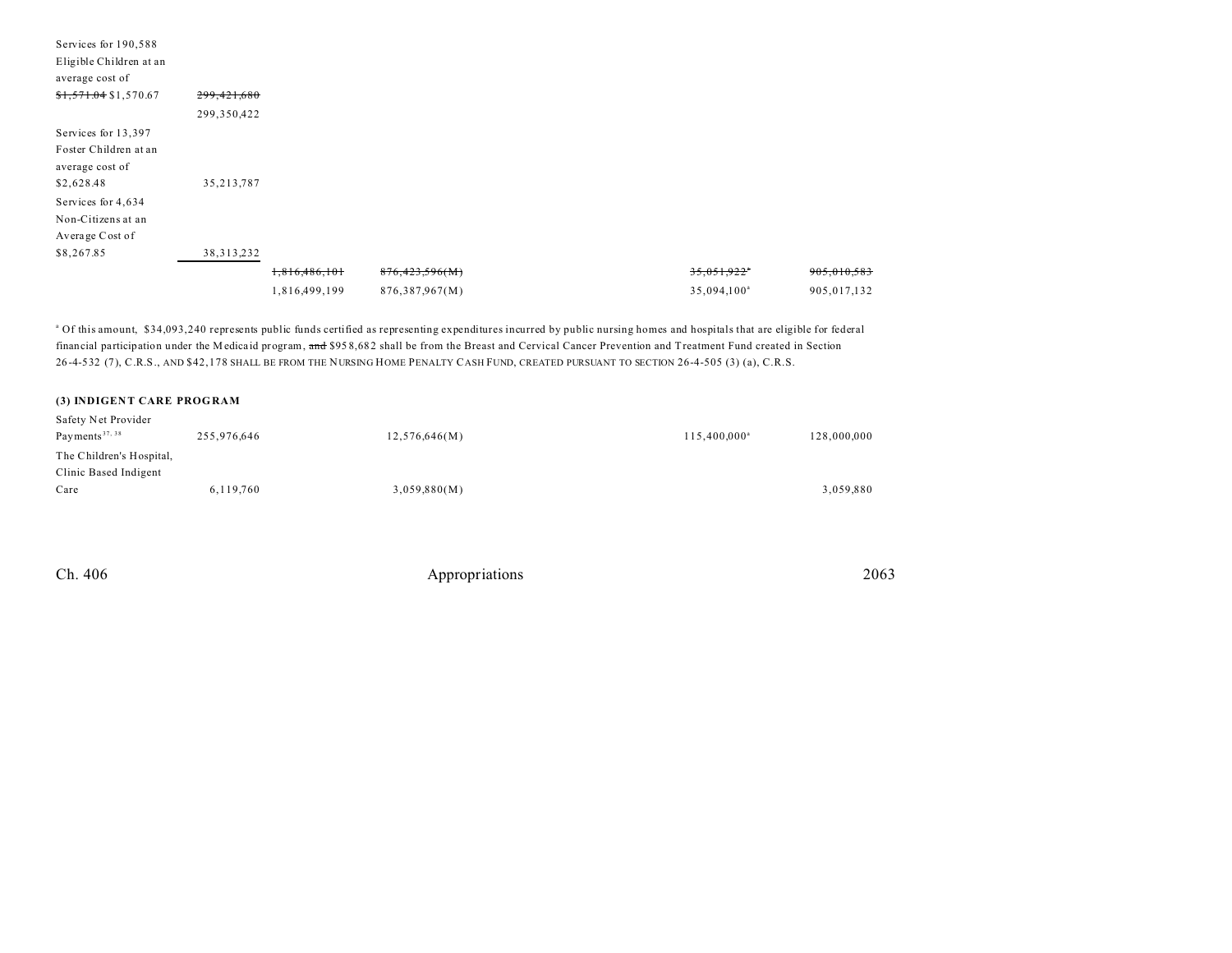| | | | | | |
|---|---|---|---|---|---|
| Services for 190,588 Eligible Children at an average cost of ~~$1,571.04~~ $1,570.67 | ~~299,421,680~~ 299,350,422 | | | | |
| Services for 13,397 Foster Children at an average cost of $2,628.48 | 35,213,787 | | | | |
| Services for 4,634 Non-Citizens at an Average Cost of $8,267.85 | 38,313,232 | | | | |
| | | ~~1,816,486,101~~ | ~~876,423,596(M)~~ | ~~35,051,922~~[a] | ~~905,010,583~~ |
| | | 1,816,499,199 | 876,387,967(M) | 35,094,100[a] | 905,017,132 |

[a] Of this amount, $34,093,240 represents public funds certified as representing expenditures incurred by public nursing homes and hospitals that are eligible for federal financial participation under the Medicaid program, ~~and~~ $958,682 shall be from the Breast and Cervical Cancer Prevention and Treatment Fund created in Section 26-4-532 (7), C.R.S., AND $42,178 SHALL BE FROM THE NURSING HOME PENALTY CASH FUND, CREATED PURSUANT TO SECTION 26-4-505 (3) (a), C.R.S.

**(3) INDIGENT CARE PROGRAM**

| | | | | |
|---|---|---|---|---|
| Safety Net Provider Payments[37, 38] | 255,976,646 | 12,576,646(M) | 115,400,000[a] | 128,000,000 |
| The Children's Hospital, Clinic Based Indigent Care | 6,119,760 | 3,059,880(M) | | 3,059,880 |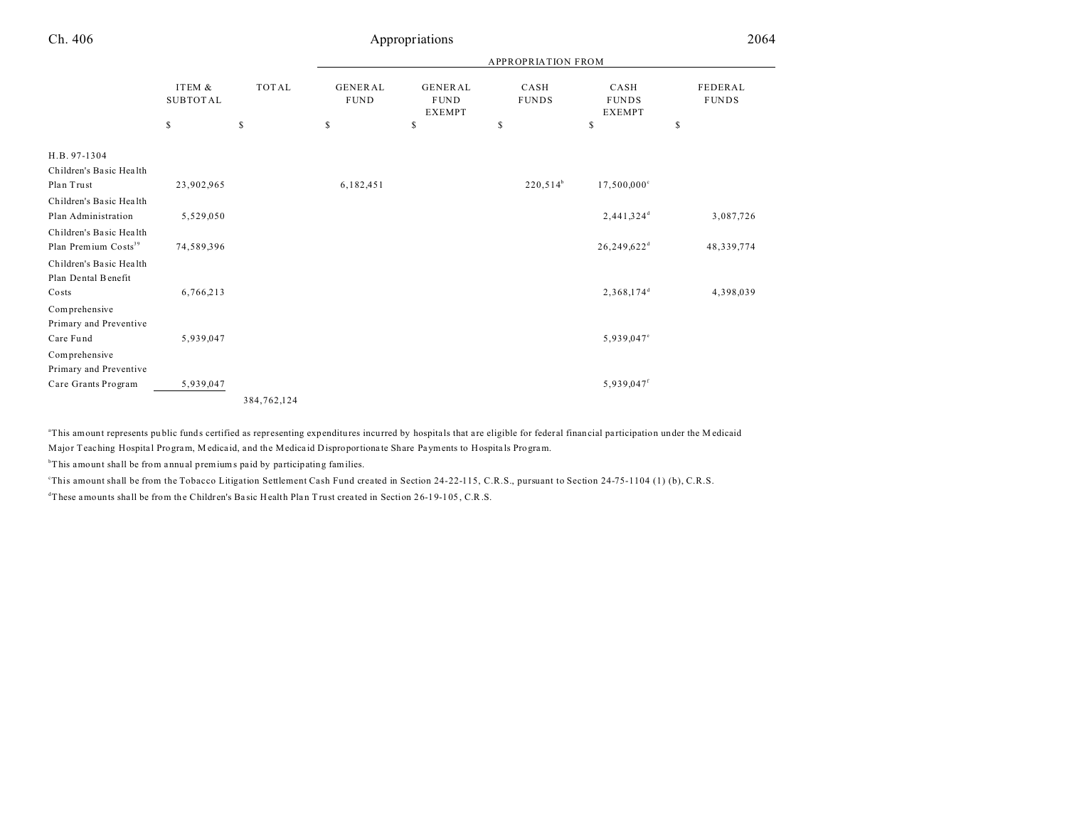| | ITEM & SUBTOTAL | TOTAL | APPROPRIATION FROM | | | | |
|---|---|---|---|---|---|---|---|
| | | | GENERAL FUND | GENERAL FUND EXEMPT | CASH FUNDS | CASH FUNDS EXEMPT | FEDERAL FUNDS |
| | $ | $ | $ | $ | $ | $ | $ |
| H.B. 97-1304 | | | | | | | |
| Children's Basic Health Plan Trust | 23,902,965 | | 6,182,451 | | 220,514[b] | 17,500,000[c] | |
| Children's Basic Health Plan Administration | 5,529,050 | | | | | 2,441,324[d] | 3,087,726 |
| Children's Basic Health Plan Premium Costs[19] | 74,589,396 | | | | | 26,249,622[d] | 48,339,774 |
| Children's Basic Health Plan Dental Benefit Costs | 6,766,213 | | | | | 2,368,174[d] | 4,398,039 |
| Comprehensive Primary and Preventive Care Fund | 5,939,047 | | | | | 5,939,047[e] | |
| Comprehensive Primary and Preventive Care Grants Program | 5,939,047 | | | | | 5,939,047[f] | |
| | | 384,762,124 | | | | | |

[a]This amount represents public funds certified as representing expenditures incurred by hospitals that are eligible for federal financial participation under the Medicaid Major Teaching Hospital Program, Medicaid, and the Medicaid Disproportionate Share Payments to Hospitals Program.

[b]This amount shall be from annual premiums paid by participating families.

[c]This amount shall be from the Tobacco Litigation Settlement Cash Fund created in Section 24-22-115, C.R.S., pursuant to Section 24-75-1104 (1) (b), C.R.S.

[d]These amounts shall be from the Children's Basic Health Plan Trust created in Section 26-19-105, C.R.S.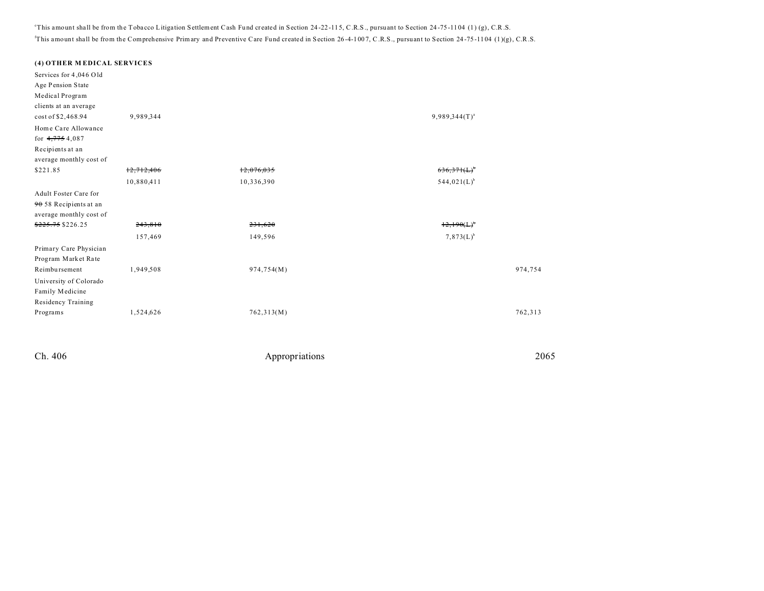[e]This amount shall be from the Tobacco Litigation Settlement Cash Fund created in Section 24-22-115, C.R.S., pursuant to Section 24-75-1104 (1) (g), C.R.S.

[f]This amount shall be from the Comprehensive Primary and Preventive Care Fund created in Section 26-4-1007, C.R.S., pursuant to Section 24-75-1104 (1)(g), C.R.S.

**(4) OTHER MEDICAL SERVICES**

| | | | | |
|---|---|---|---|---|
| Services for 4,046 Old Age Pension State Medical Program clients at an average cost of $2,468.94 | 9,989,344 | | 9,989,344(T)[a] | |
| Home Care Allowance for ~~4,775~~ 4,087 Recipients at an average monthly cost of $221.85 | ~~12,712,406~~ | ~~12,076,035~~ | ~~636,371(L)~~[b] | |
| | 10,880,411 | 10,336,390 | 544,021(L)[b] | |
| Adult Foster Care for ~~90~~ 58 Recipients at an average monthly cost of ~~$225.75~~ $226.25 | ~~243,810~~ | ~~231,620~~ | ~~12,190(L)~~[b] | |
| | 157,469 | 149,596 | 7,873(L)[b] | |
| Primary Care Physician Program Market Rate Reimbursement | 1,949,508 | 974,754(M) | | 974,754 |
| University of Colorado Family Medicine Residency Training Programs | 1,524,626 | 762,313(M) | | 762,313 |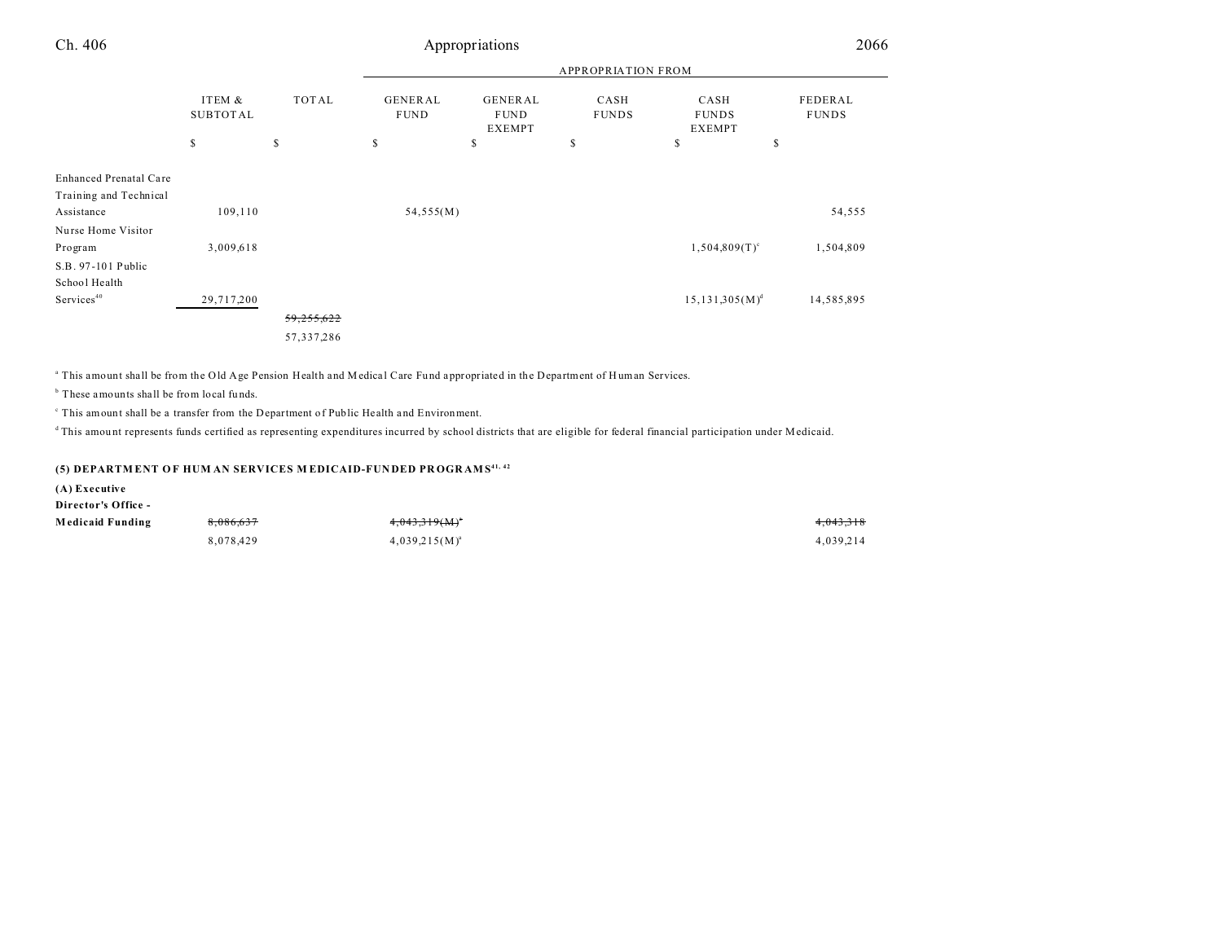| | ITEM & SUBTOTAL | TOTAL | APPROPRIATION FROM | | | | |
|---|---|---|---|---|---|---|---|
| | | | GENERAL FUND | GENERAL FUND EXEMPT | CASH FUNDS | CASH FUNDS EXEMPT | FEDERAL FUNDS |
| | $ | $ | $ | $ | $ | $ | $ |
| Enhanced Prenatal Care Training and Technical Assistance | 109,110 | | 54,555(M) | | | | 54,555 |
| Nurse Home Visitor Program | 3,009,618 | | | | | 1,504,809(T)[c] | 1,504,809 |
| S.B. 97-101 Public School Health Services[40] | 29,717,200 | | | | | 15,131,305(M)[d] | 14,585,895 |
| | | ~~59,255,622~~ | | | | | |
| | | 57,337,286 | | | | | |

[a] This amount shall be from the Old Age Pension Health and Medical Care Fund appropriated in the Department of Human Services.

[b] These amounts shall be from local funds.

[c] This amount shall be a transfer from the Department of Public Health and Environment.

[d] This amount represents funds certified as representing expenditures incurred by school districts that are eligible for federal financial participation under Medicaid.

**(5) DEPARTMENT OF HUMAN SERVICES MEDICAID-FUNDED PROGRAMS[41, 42]**

| | ITEM & SUBTOTAL | TOTAL | GENERAL FUND | GENERAL FUND EXEMPT | CASH FUNDS | CASH FUNDS EXEMPT | FEDERAL FUNDS |
|---|---|---|---|---|---|---|---|
| **(A) Executive Director's Office - Medicaid Funding** | ~~8,086,637~~ | | ~~4,043,319(M)[a]~~ | | | | ~~4,043,318~~ |
| | 8,078,429 | | 4,039,215(M)[a] | | | | 4,039,214 |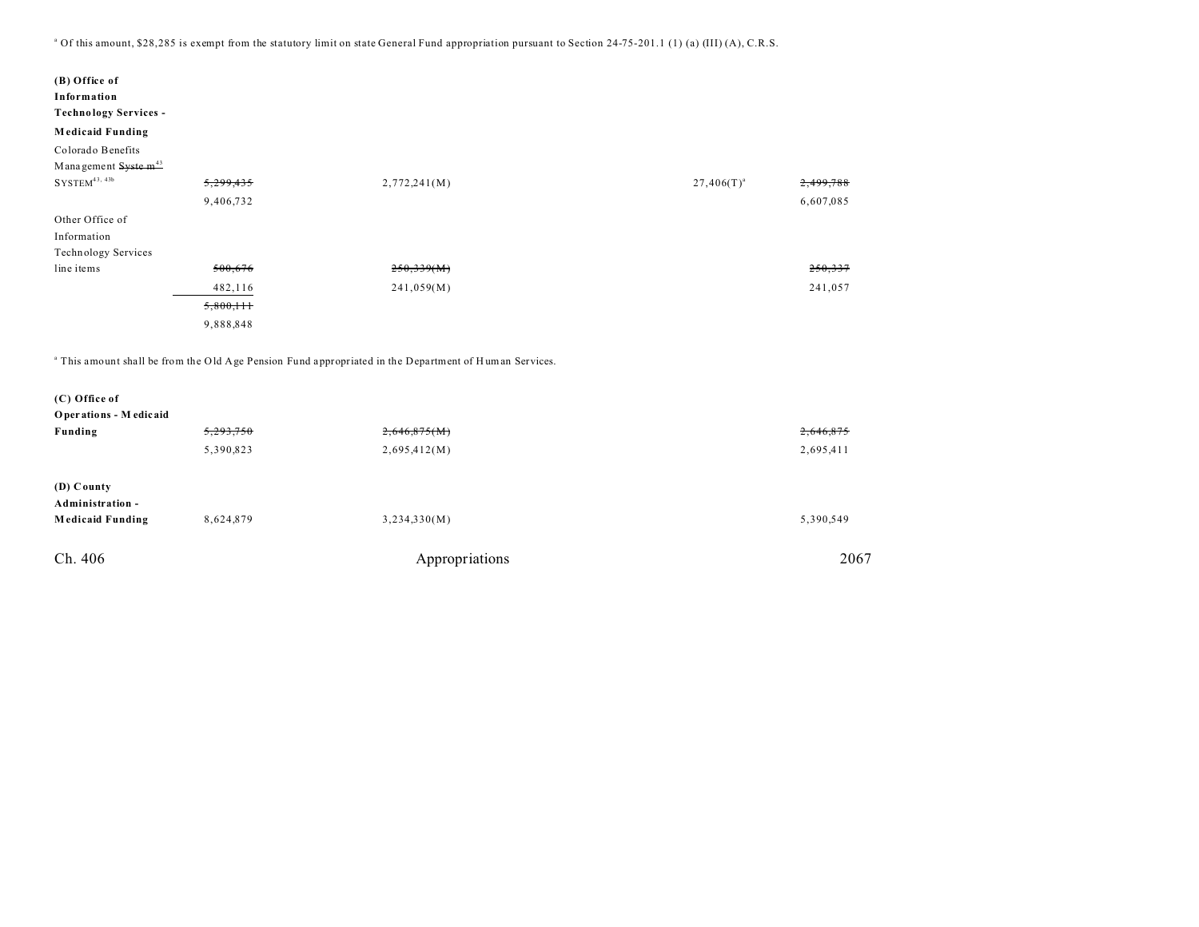[a] Of this amount, $28,285 is exempt from the statutory limit on state General Fund appropriation pursuant to Section 24-75-201.1 (1) (a) (III) (A), C.R.S.

| | | | | | |
|---|---|---|---|---|---|
| **(B) Office of Information Technology Services - Medicaid Funding** | | | | | |
| Colorado Benefits Management ~~System~~[43] SYSTEM[43, 43b] | ~~5,299,435~~ 9,406,732 | 2,772,241(M) | | 27,406(T)[a] | ~~2,499,788~~ 6,607,085 |
| Other Office of Information Technology Services line items | ~~500,676~~ 482,116 | ~~250,339(M)~~ 241,059(M) | | | ~~250,337~~ 241,057 |
| | ~~5,800,111~~ 9,888,848 | | | | |

[a] This amount shall be from the Old Age Pension Fund appropriated in the Department of Human Services.

| | | | | | |
|---|---|---|---|---|---|
| **(C) Office of Operations - Medicaid Funding** | ~~5,293,750~~ 5,390,823 | ~~2,646,875(M)~~ 2,695,412(M) | | | ~~2,646,875~~ 2,695,411 |
| **(D) County Administration - Medicaid Funding** | 8,624,879 | 3,234,330(M) | | | 5,390,549 |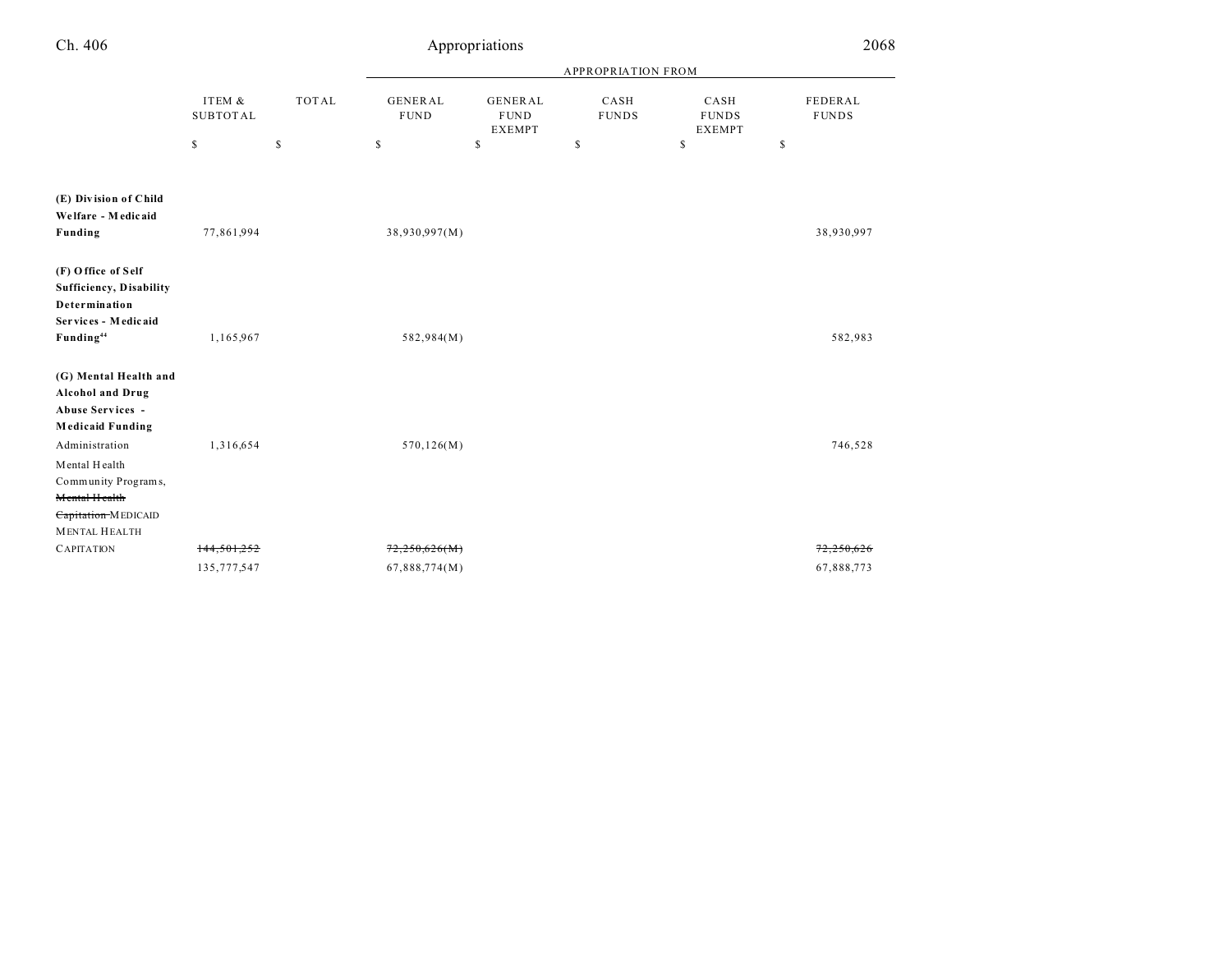| | ITEM & SUBTOTAL | TOTAL | APPROPRIATION FROM GENERAL FUND | GENERAL FUND EXEMPT | CASH FUNDS | CASH FUNDS EXEMPT | FEDERAL FUNDS |
|---|---|---|---|---|---|---|---|
| | $ | $ | $ | $ | $ | $ | $ |
| **(E) Division of Child Welfare - Medicaid Funding** | 77,861,994 | | 38,930,997(M) | | | | 38,930,997 |
| **(F) Office of Self Sufficiency, Disability Determination Services - Medicaid Funding**[44] | 1,165,967 | | 582,984(M) | | | | 582,983 |
| **(G) Mental Health and Alcohol and Drug Abuse Services - Medicaid Funding** | | | | | | | |
| Administration | 1,316,654 | | 570,126(M) | | | | 746,528 |
| Mental Health Community Programs, ~~Mental Health Capitation~~ MEDICAID MENTAL HEALTH CAPITATION | ~~144,501,252~~ | | ~~72,250,626(M)~~ | | | | ~~72,250,626~~ |
| | 135,777,547 | | 67,888,774(M) | | | | 67,888,773 |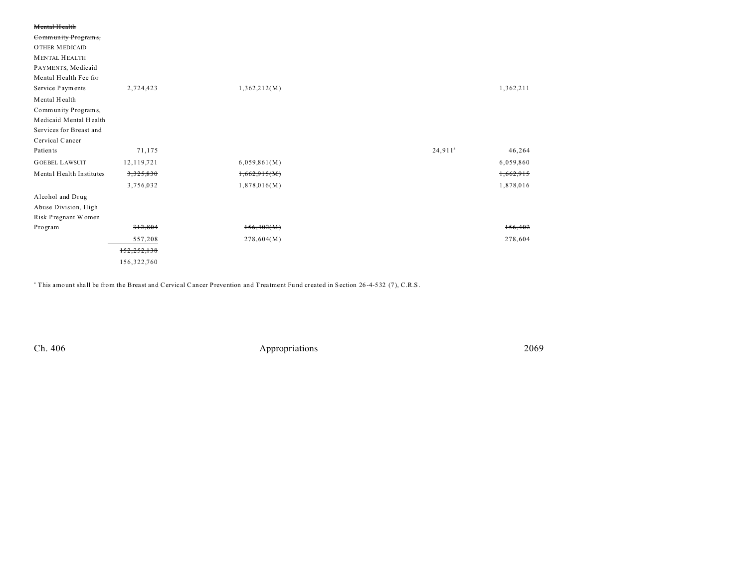| | | | | |
|---|---|---|---|---|
| ~~Mental Health Community Programs,~~ OTHER MEDICAID MENTAL HEALTH PAYMENTS, Medicaid Mental Health Fee for Service Payments | 2,724,423 | 1,362,212(M) | | 1,362,211 |
| Mental Health Community Programs, Medicaid Mental Health Services for Breast and Cervical Cancer Patients | 71,175 | | 24,911[a] | 46,264 |
| GOEBEL LAWSUIT | 12,119,721 | 6,059,861(M) | | 6,059,860 |
| Mental Health Institutes | ~~3,325,830~~ | ~~1,662,915(M)~~ | | ~~1,662,915~~ |
| | 3,756,032 | 1,878,016(M) | | 1,878,016 |
| Alcohol and Drug Abuse Division, High Risk Pregnant Women Program | ~~312,804~~ | ~~156,402(M)~~ | | ~~156,402~~ |
| | 557,208 | 278,604(M) | | 278,604 |
| | ~~152,252,138~~ | | | |
| | 156,322,760 | | | |

[a] This amount shall be from the Breast and Cervical Cancer Prevention and Treatment Fund created in Section 26-4-532 (7), C.R.S.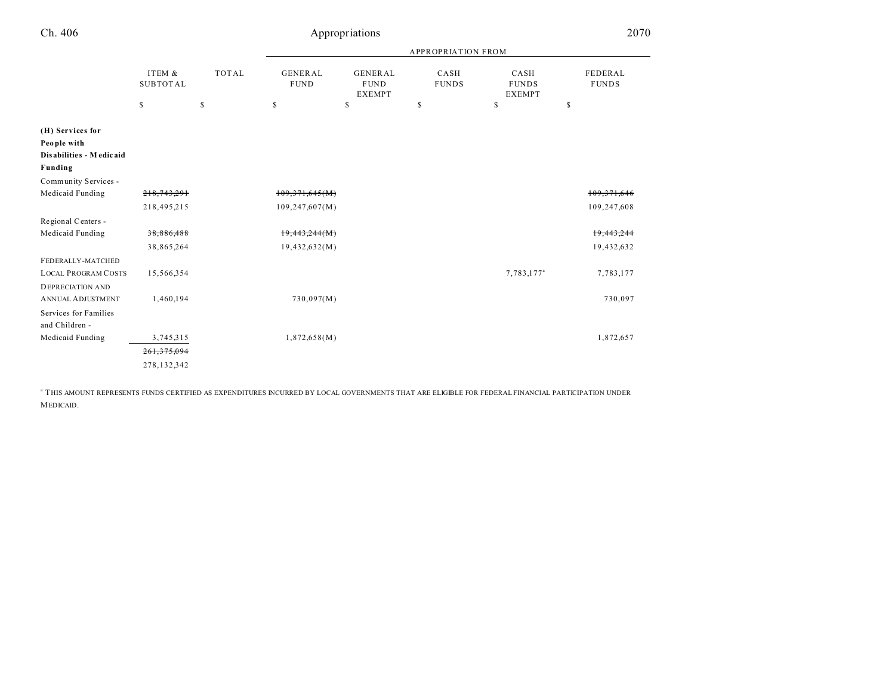| | ITEM & SUBTOTAL | TOTAL | APPROPRIATION FROM GENERAL FUND | GENERAL FUND EXEMPT | CASH FUNDS | CASH FUNDS EXEMPT | FEDERAL FUNDS |
|---|---|---|---|---|---|---|---|
| | $ | $ | $ | $ | $ | $ | $ |
| **(H) Services for People with Disabilities - Medicaid Funding** | | | | | | | |
| Community Services - Medicaid Funding | ~~218,743,291~~ | | ~~109,371,645(M)~~ | | | | ~~109,371,646~~ |
| | 218,495,215 | | 109,247,607(M) | | | | 109,247,608 |
| Regional Centers - Medicaid Funding | ~~38,886,488~~ | | ~~19,443,244(M)~~ | | | | ~~19,443,244~~ |
| | 38,865,264 | | 19,432,632(M) | | | | 19,432,632 |
| FEDERALLY-MATCHED LOCAL PROGRAM COSTS | 15,566,354 | | | | | 7,783,177[a] | 7,783,177 |
| DEPRECIATION AND ANNUAL ADJUSTMENT | 1,460,194 | | 730,097(M) | | | | 730,097 |
| Services for Families and Children - Medicaid Funding | 3,745,315 | | 1,872,658(M) | | | | 1,872,657 |
| | ~~261,375,094~~ | | | | | | |
| | 278,132,342 | | | | | | |

[a] THIS AMOUNT REPRESENTS FUNDS CERTIFIED AS EXPENDITURES INCURRED BY LOCAL GOVERNMENTS THAT ARE ELIGIBLE FOR FEDERAL FINANCIAL PARTICIPATION UNDER MEDICAID.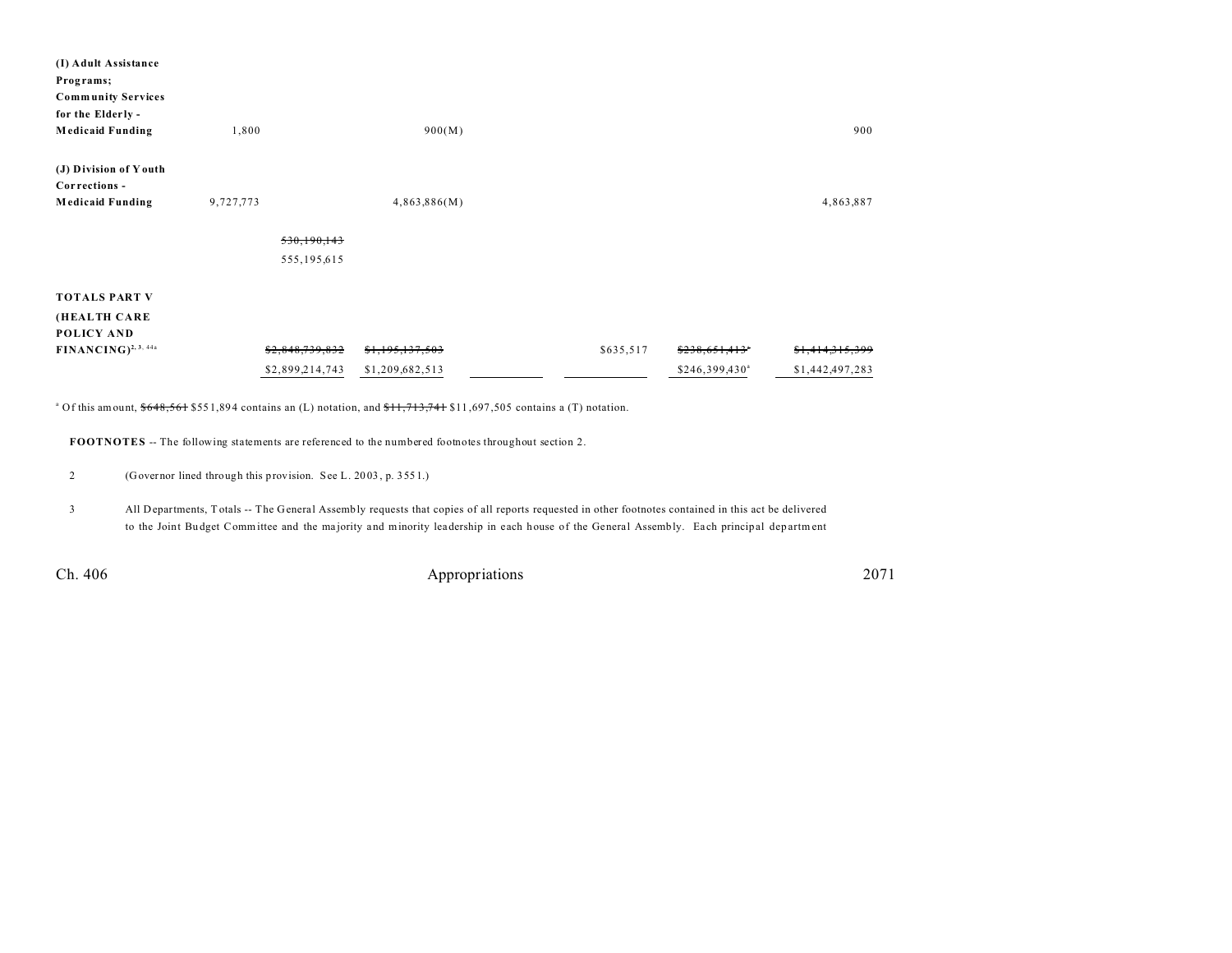| | | | | | | |
|---|---|---|---|---|---|---|
| **(I) Adult Assistance Programs; Community Services for the Elderly - Medicaid Funding** | 1,800 | | 900(M) | | | 900 |
| **(J) Division of Youth Corrections - Medicaid Funding** | 9,727,773 | | 4,863,886(M) | | | 4,863,887 |
| | | ~~530,190,143~~ 555,195,615 | | | | |
| **TOTALS PART V (HEALTH CARE POLICY AND FINANCING)**[2, 3, 44a] | | ~~$2,848,739,832~~ $2,899,214,743 | ~~$1,195,137,503~~ $1,209,682,513 | $635,517 | ~~$238,651,413~~[a] $246,399,430[a] | ~~$1,414,315,399~~ $1,442,497,283 |

[a] Of this amount, ~~$648,561~~ $551,894 contains an (L) notation, and ~~$11,713,741~~ $11,697,505 contains a (T) notation.

**FOOTNOTES** -- The following statements are referenced to the numbered footnotes throughout section 2.

2 (Governor lined through this provision. See L. 2003, p. 3551.)

3 All Departments, Totals -- The General Assembly requests that copies of all reports requested in other footnotes contained in this act be delivered to the Joint Budget Committee and the majority and minority leadership in each house of the General Assembly. Each principal department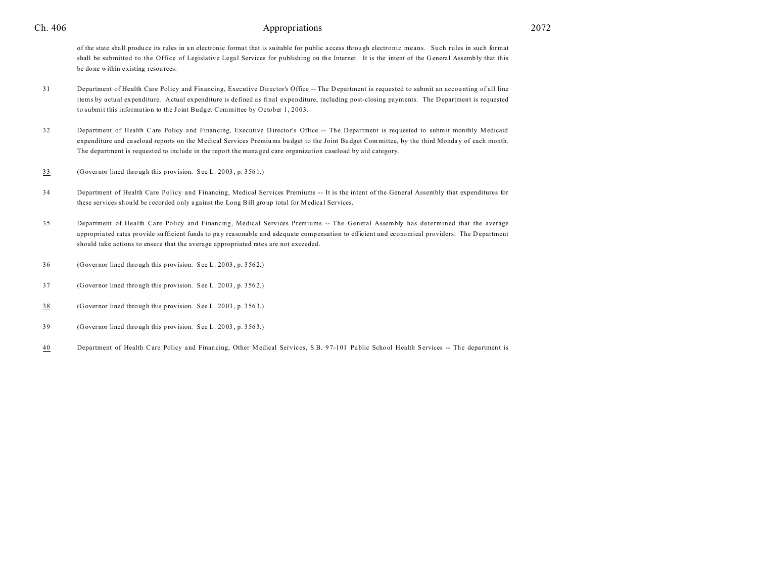of the state shall produce its rules in an electronic format that is suitable for public access through electronic means. Such rules in such format shall be submitted to the Office of Legislative Legal Services for publishing on the Internet. It is the intent of the General Assembly that this be done within existing resources.

31 Department of Health Care Policy and Financing, Executive Director's Office -- The Department is requested to submit an accounting of all line items by actual expenditure. Actual expenditure is defined as final expenditure, including post-closing payments. The Department is requested to submit this information to the Joint Budget Committee by October 1, 2003.

32 Department of Health Care Policy and Financing, Executive Director's Office -- The Department is requested to submit monthly Medicaid expenditure and caseload reports on the Medical Services Premiums budget to the Joint Budget Committee, by the third Monday of each month. The department is requested to include in the report the managed care organization caseload by aid category.

33 (Governor lined through this provision. See L. 2003, p. 3561.)

34 Department of Health Care Policy and Financing, Medical Services Premiums -- It is the intent of the General Assembly that expenditures for these services should be recorded only against the Long Bill group total for Medical Services.

35 Department of Health Care Policy and Financing, Medical Services Premiums -- The General Assembly has determined that the average appropriated rates provide sufficient funds to pay reasonable and adequate compensation to efficient and economical providers. The Department should take actions to ensure that the average appropriated rates are not exceeded.

36 (Governor lined through this provision. See L. 2003, p. 3562.)

37 (Governor lined through this provision. See L. 2003, p. 3562.)

38 (Governor lined through this provision. See L. 2003, p. 3563.)

39 (Governor lined through this provision. See L. 2003, p. 3563.)

40 Department of Health Care Policy and Financing, Other Medical Services, S.B. 97-101 Public School Health Services -- The department is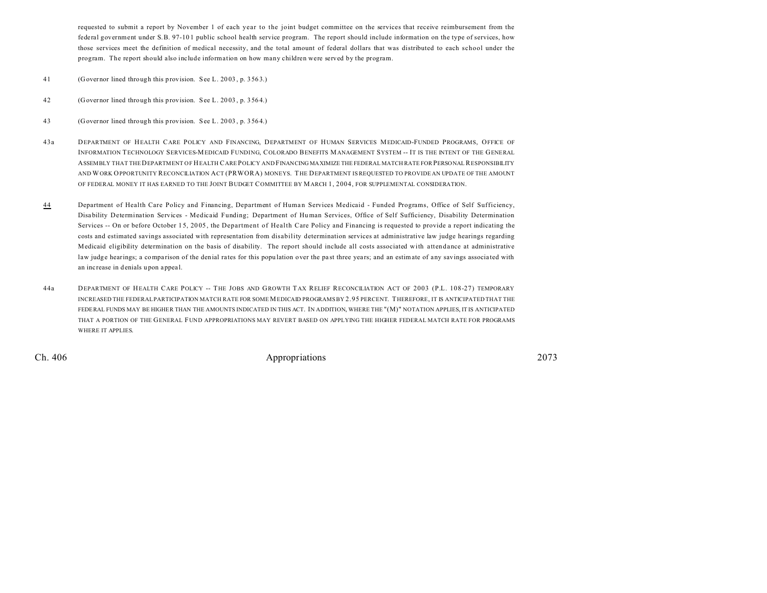requested to submit a report by November 1 of each year to the joint budget committee on the services that receive reimbursement from the federal government under S.B. 97-101 public school health service program. The report should include information on the type of services, how those services meet the definition of medical necessity, and the total amount of federal dollars that was distributed to each school under the program. The report should also include information on how many children were served by the program.

41 (Governor lined through this provision. See L. 2003, p. 3563.)

42 (Governor lined through this provision. See L. 2003, p. 3564.)

43 (Governor lined through this provision. See L. 2003, p. 3564.)

43a DEPARTMENT OF HEALTH CARE POLICY AND FINANCING, DEPARTMENT OF HUMAN SERVICES MEDICAID-FUNDED PROGRAMS, OFFICE OF INFORMATION TECHNOLOGY SERVICES-MEDICAID FUNDING, COLORADO BENEFITS MANAGEMENT SYSTEM -- IT IS THE INTENT OF THE GENERAL ASSEMBLY THAT THE DEPARTMENT OF HEALTH CARE POLICY AND FINANCING MAXIMIZE THE FEDERAL MATCH RATE FOR PERSONAL RESPONSIBILITY AND WORK OPPORTUNITY RECONCILIATION ACT (PRWORA) MONEYS. THE DEPARTMENT IS REQUESTED TO PROVIDE AN UPDATE OF THE AMOUNT OF FEDERAL MONEY IT HAS EARNED TO THE JOINT BUDGET COMMITTEE BY MARCH 1, 2004, FOR SUPPLEMENTAL CONSIDERATION.

44 Department of Health Care Policy and Financing, Department of Human Services Medicaid - Funded Programs, Office of Self Sufficiency, Disability Determination Services - Medicaid Funding; Department of Human Services, Office of Self Sufficiency, Disability Determination Services -- On or before October 15, 2005, the Department of Health Care Policy and Financing is requested to provide a report indicating the costs and estimated savings associated with representation from disability determination services at administrative law judge hearings regarding Medicaid eligibility determination on the basis of disability. The report should include all costs associated with attendance at administrative law judge hearings; a comparison of the denial rates for this population over the past three years; and an estimate of any savings associated with an increase in denials upon appeal.

44a DEPARTMENT OF HEALTH CARE POLICY -- THE JOBS AND GROWTH TAX RELIEF RECONCILIATION ACT OF 2003 (P.L. 108-27) TEMPORARY INCREASED THE FEDERAL PARTICIPATION MATCH RATE FOR SOME MEDICAID PROGRAMS BY 2.95 PERCENT. THEREFORE, IT IS ANTICIPATED THAT THE FEDERAL FUNDS MAY BE HIGHER THAN THE AMOUNTS INDICATED IN THIS ACT. IN ADDITION, WHERE THE "(M)" NOTATION APPLIES, IT IS ANTICIPATED THAT A PORTION OF THE GENERAL FUND APPROPRIATIONS MAY REVERT BASED ON APPLYING THE HIGHER FEDERAL MATCH RATE FOR PROGRAMS WHERE IT APPLIES.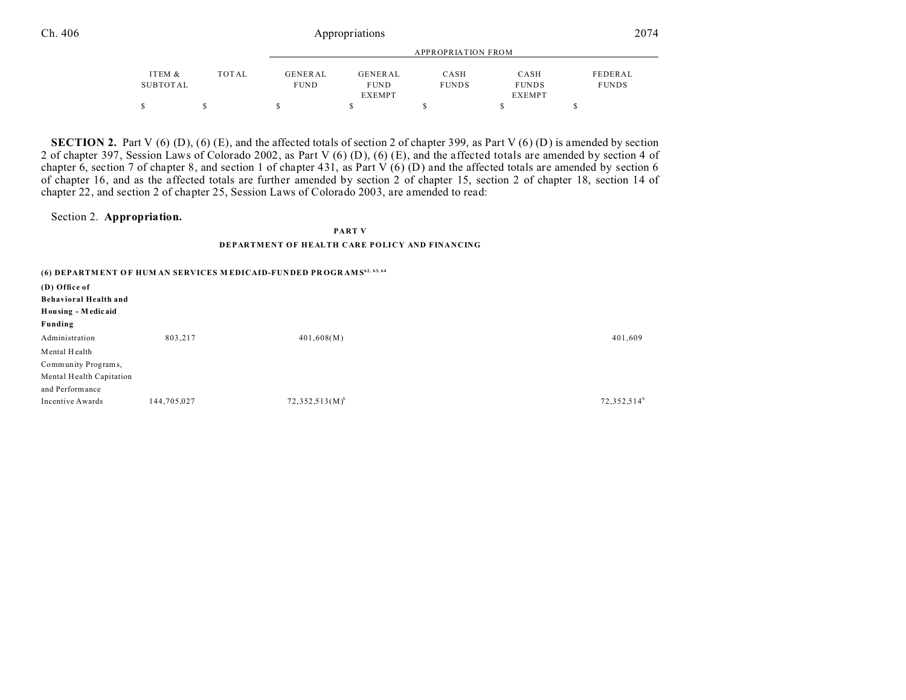| | ITEM & SUBTOTAL | TOTAL | GENERAL FUND | GENERAL FUND EXEMPT | CASH FUNDS | CASH FUNDS EXEMPT | FEDERAL FUNDS |
|---|---|---|---|---|---|---|---|
| | | | APPROPRIATION FROM | | | | |
| | $ | $ | $ | $ | $ | $ | $ |

**SECTION 2.** Part V (6) (D), (6) (E), and the affected totals of section 2 of chapter 399, as Part V (6) (D) is amended by section 2 of chapter 397, Session Laws of Colorado 2002, as Part V (6) (D), (6) (E), and the affected totals are amended by section 4 of chapter 6, section 7 of chapter 8, and section 1 of chapter 431, as Part V (6) (D) and the affected totals are amended by section 6 of chapter 16, and as the affected totals are further amended by section 2 of chapter 15, section 2 of chapter 18, section 14 of chapter 22, and section 2 of chapter 25, Session Laws of Colorado 2003, are amended to read:

Section 2. **Appropriation.**

**PART V**

**DEPARTMENT OF HEALTH CARE POLICY AND FINANCING**

**(6) DEPARTMENT OF HUMAN SERVICES MEDICAID-FUNDED PROGRAMS[62, 63, 64]**

| | ITEM & SUBTOTAL | TOTAL | GENERAL FUND | GENERAL FUND EXEMPT | CASH FUNDS | CASH FUNDS EXEMPT | FEDERAL FUNDS |
|---|---|---|---|---|---|---|---|
| **(D) Office of Behavioral Health and Housing - Medicaid Funding** | | | | | | | |
| Administration | 803,217 | | 401,608(M) | | | | 401,609 |
| Mental Health Community Programs, Mental Health Capitation and Performance Incentive Awards | 144,705,027 | | 72,352,513(M)[b] | | | | 72,352,514[b] |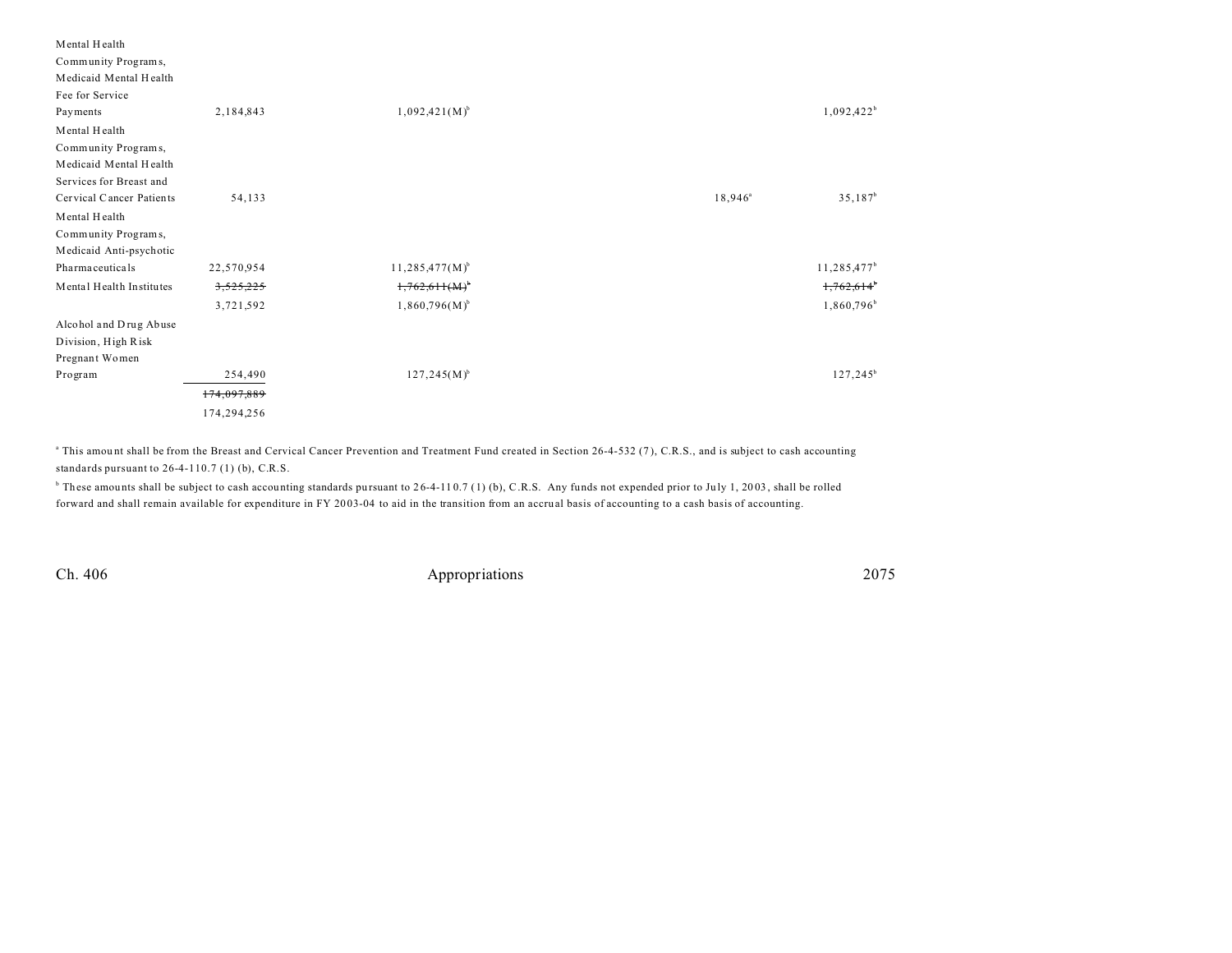| | | | | | |
|---|---|---|---|---|---|
| Mental Health Community Programs, Medicaid Mental Health Fee for Service Payments | 2,184,843 | 1,092,421(M)[b] | | | 1,092,422[b] |
| Mental Health Community Programs, Medicaid Mental Health Services for Breast and Cervical Cancer Patients | 54,133 | | | 18,946[a] | 35,187[b] |
| Mental Health Community Programs, Medicaid Anti-psychotic Pharmaceuticals | 22,570,954 | 11,285,477(M)[b] | | | 11,285,477[b] |
| Mental Health Institutes | ~~3,525,225~~ | ~~1,762,611(M)[b]~~ | | | ~~1,762,614[b]~~ |
| | 3,721,592 | 1,860,796(M)[b] | | | 1,860,796[b] |
| Alcohol and Drug Abuse Division, High Risk Pregnant Women Program | 254,490 | 127,245(M)[b] | | | 127,245[b] |
| | ~~174,097,889~~ | | | | |
| | 174,294,256 | | | | |

[a] This amount shall be from the Breast and Cervical Cancer Prevention and Treatment Fund created in Section 26-4-532 (7), C.R.S., and is subject to cash accounting standards pursuant to 26-4-110.7 (1) (b), C.R.S.

[b] These amounts shall be subject to cash accounting standards pursuant to 26-4-110.7 (1) (b), C.R.S. Any funds not expended prior to July 1, 2003, shall be rolled forward and shall remain available for expenditure in FY 2003-04 to aid in the transition from an accrual basis of accounting to a cash basis of accounting.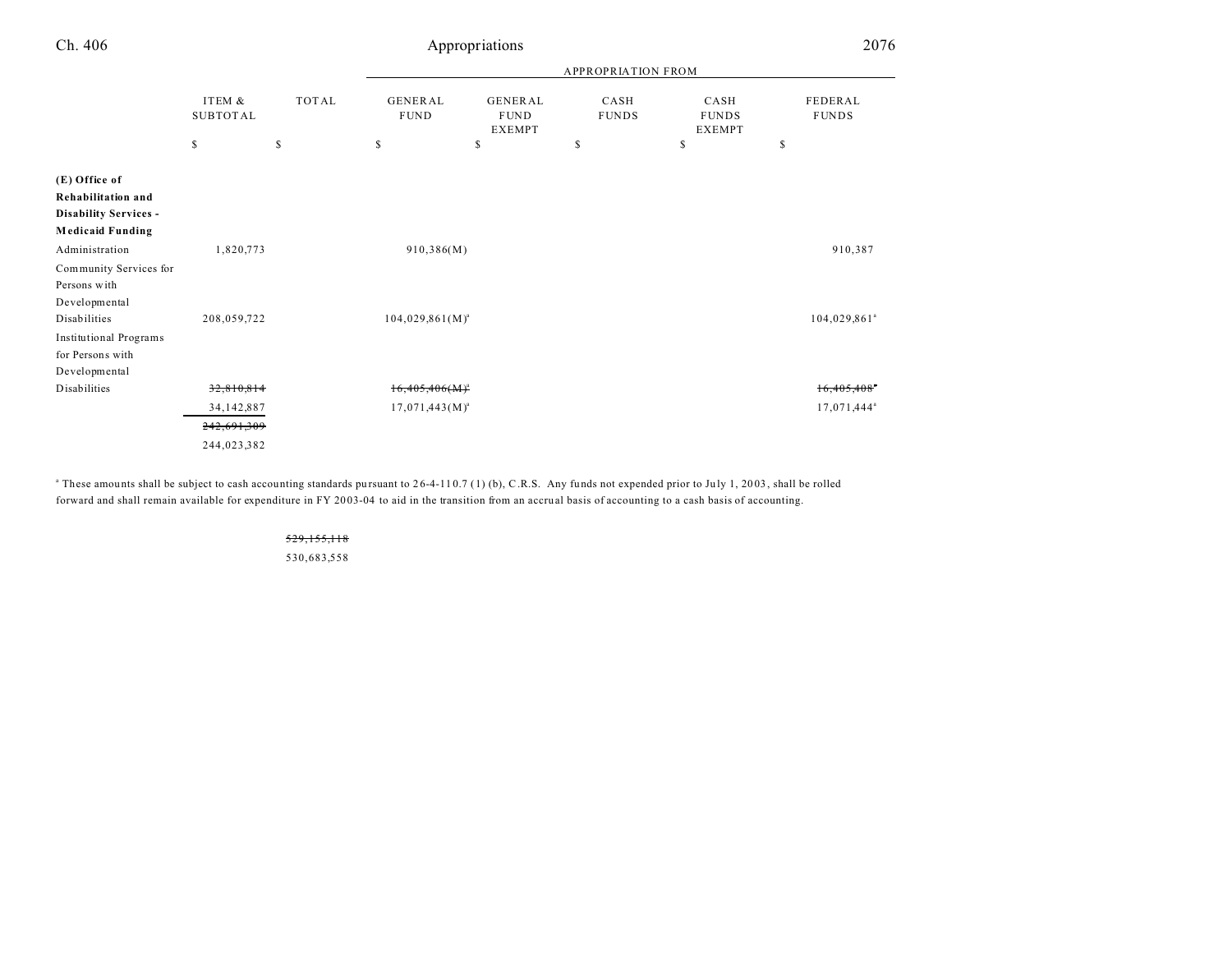| | ITEM & SUBTOTAL | TOTAL | APPROPRIATION FROM | | | | |
|---|---|---|---|---|---|---|---|
| | | | GENERAL FUND | GENERAL FUND EXEMPT | CASH FUNDS | CASH FUNDS EXEMPT | FEDERAL FUNDS |
| | $ | $ | $ | $ | $ | $ | $ |
| **(E) Office of Rehabilitation and Disability Services - Medicaid Funding** | | | | | | | |
| Administration | 1,820,773 | | 910,386(M) | | | | 910,387 |
| Community Services for Persons with Developmental Disabilities | 208,059,722 | | 104,029,861(M)[a] | | | | 104,029,861[a] |
| Institutional Programs for Persons with Developmental Disabilities | ~~32,810,814~~ | | ~~16,405,406(M)~~[a] | | | | ~~16,405,408~~[a] |
| | 34,142,887 | | 17,071,443(M)[a] | | | | 17,071,444[a] |
| | ~~242,691,309~~ | | | | | | |
| | 244,023,382 | | | | | | |

[a] These amounts shall be subject to cash accounting standards pursuant to 26-4-110.7 (1) (b), C.R.S. Any funds not expended prior to July 1, 2003, shall be rolled forward and shall remain available for expenditure in FY 2003-04 to aid in the transition from an accrual basis of accounting to a cash basis of accounting.

| | ITEM & SUBTOTAL | TOTAL |
|---|---|---|
| | | ~~529,155,118~~ |
| | | 530,683,558 |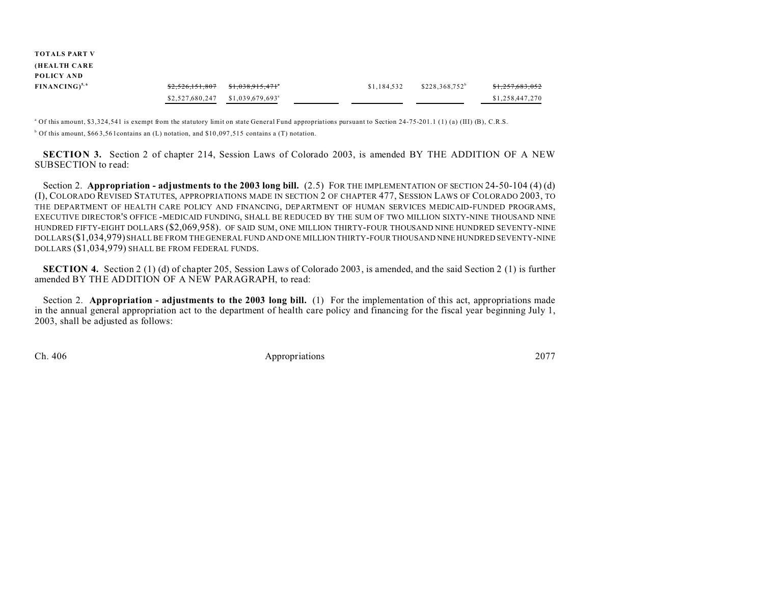| | | | | | | |
|---|---|---|---|---|---|---|
| **TOTALS PART V (HEALTH CARE POLICY AND FINANCING)**[5, 6] | ~~$2,526,151,807~~ | ~~$1,038,915,471~~[a] | | $1,184,532 | $228,368,752[b] | ~~$1,257,683,052~~ |
| | $2,527,680,247 | $1,039,679,693[a] | | | | $1,258,447,270 |

[a] Of this amount, $3,324,541 is exempt from the statutory limit on state General Fund appropriations pursuant to Section 24-75-201.1 (1) (a) (III) (B), C.R.S.

[b] Of this amount, $663,561contains an (L) notation, and $10,097,515 contains a (T) notation.

**SECTION 3.** Section 2 of chapter 214, Session Laws of Colorado 2003, is amended BY THE ADDITION OF A NEW SUBSECTION to read:

Section 2. **Appropriation - adjustments to the 2003 long bill.** (2.5) FOR THE IMPLEMENTATION OF SECTION 24-50-104 (4) (d) (I), COLORADO REVISED STATUTES, APPROPRIATIONS MADE IN SECTION 2 OF CHAPTER 477, SESSION LAWS OF COLORADO 2003, TO THE DEPARTMENT OF HEALTH CARE POLICY AND FINANCING, DEPARTMENT OF HUMAN SERVICES MEDICAID-FUNDED PROGRAMS, EXECUTIVE DIRECTOR'S OFFICE -MEDICAID FUNDING, SHALL BE REDUCED BY THE SUM OF TWO MILLION SIXTY-NINE THOUSAND NINE HUNDRED FIFTY-EIGHT DOLLARS ($2,069,958). OF SAID SUM, ONE MILLION THIRTY-FOUR THOUSAND NINE HUNDRED SEVENTY-NINE DOLLARS ($1,034,979) SHALL BE FROM THE GENERAL FUND AND ONE MILLION THIRTY-FOUR THOUSAND NINE HUNDRED SEVENTY-NINE DOLLARS ($1,034,979) SHALL BE FROM FEDERAL FUNDS.

**SECTION 4.** Section 2 (1) (d) of chapter 205, Session Laws of Colorado 2003, is amended, and the said Section 2 (1) is further amended BY THE ADDITION OF A NEW PARAGRAPH, to read:

Section 2. **Appropriation - adjustments to the 2003 long bill.** (1) For the implementation of this act, appropriations made in the annual general appropriation act to the department of health care policy and financing for the fiscal year beginning July 1, 2003, shall be adjusted as follows: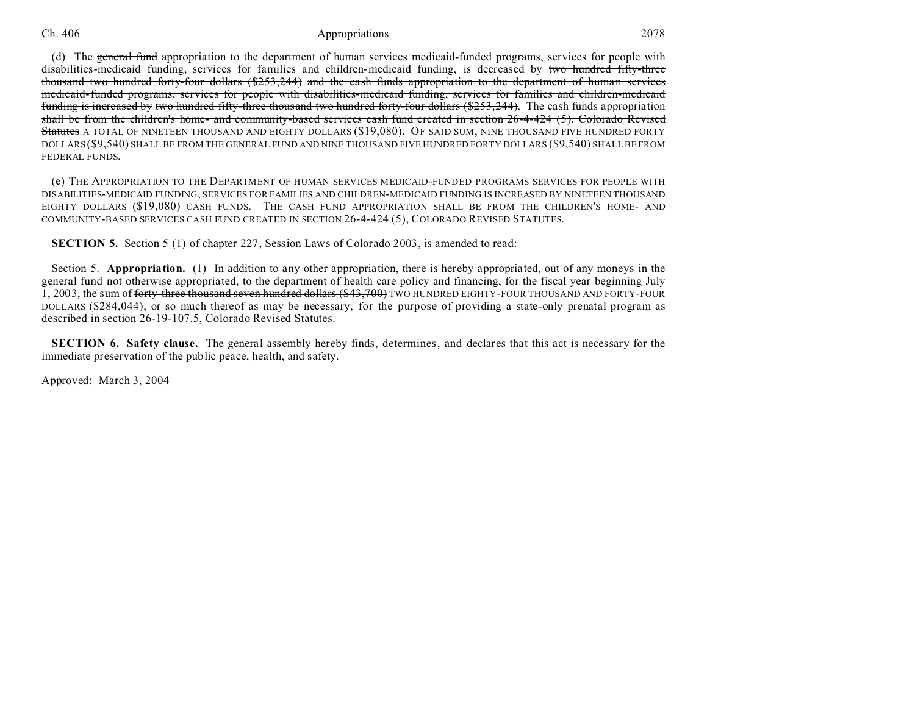(d) The ~~general fund~~ appropriation to the department of human services medicaid-funded programs, services for people with disabilities-medicaid funding, services for families and children-medicaid funding, is decreased by ~~two hundred fifty-three thousand two hundred forty-four dollars ($253,244) and the cash funds appropriation to the department of human services medicaid-funded programs, services for people with disabilities-medicaid funding, services for families and children-medicaid funding is increased by two hundred fifty-three thousand two hundred forty-four dollars ($253,244). The cash funds appropriation shall be from the children's home- and community-based services cash fund created in section 26-4-424 (5), Colorado Revised Statutes~~ A TOTAL OF NINETEEN THOUSAND AND EIGHTY DOLLARS ($19,080). OF SAID SUM, NINE THOUSAND FIVE HUNDRED FORTY DOLLARS ($9,540) SHALL BE FROM THE GENERAL FUND AND NINE THOUSAND FIVE HUNDRED FORTY DOLLARS ($9,540) SHALL BE FROM FEDERAL FUNDS.

(e) THE APPROPRIATION TO THE DEPARTMENT OF HUMAN SERVICES MEDICAID-FUNDED PROGRAMS SERVICES FOR PEOPLE WITH DISABILITIES-MEDICAID FUNDING, SERVICES FOR FAMILIES AND CHILDREN-MEDICAID FUNDING IS INCREASED BY NINETEEN THOUSAND EIGHTY DOLLARS ($19,080) CASH FUNDS. THE CASH FUND APPROPRIATION SHALL BE FROM THE CHILDREN'S HOME- AND COMMUNITY-BASED SERVICES CASH FUND CREATED IN SECTION 26-4-424 (5), COLORADO REVISED STATUTES.

**SECTION 5.** Section 5 (1) of chapter 227, Session Laws of Colorado 2003, is amended to read:

Section 5. **Appropriation.** (1) In addition to any other appropriation, there is hereby appropriated, out of any moneys in the general fund not otherwise appropriated, to the department of health care policy and financing, for the fiscal year beginning July 1, 2003, the sum of ~~forty-three thousand seven hundred dollars ($43,700)~~ TWO HUNDRED EIGHTY-FOUR THOUSAND AND FORTY-FOUR DOLLARS ($284,044), or so much thereof as may be necessary, for the purpose of providing a state-only prenatal program as described in section 26-19-107.5, Colorado Revised Statutes.

**SECTION 6. Safety clause.** The general assembly hereby finds, determines, and declares that this act is necessary for the immediate preservation of the public peace, health, and safety.

Approved: March 3, 2004